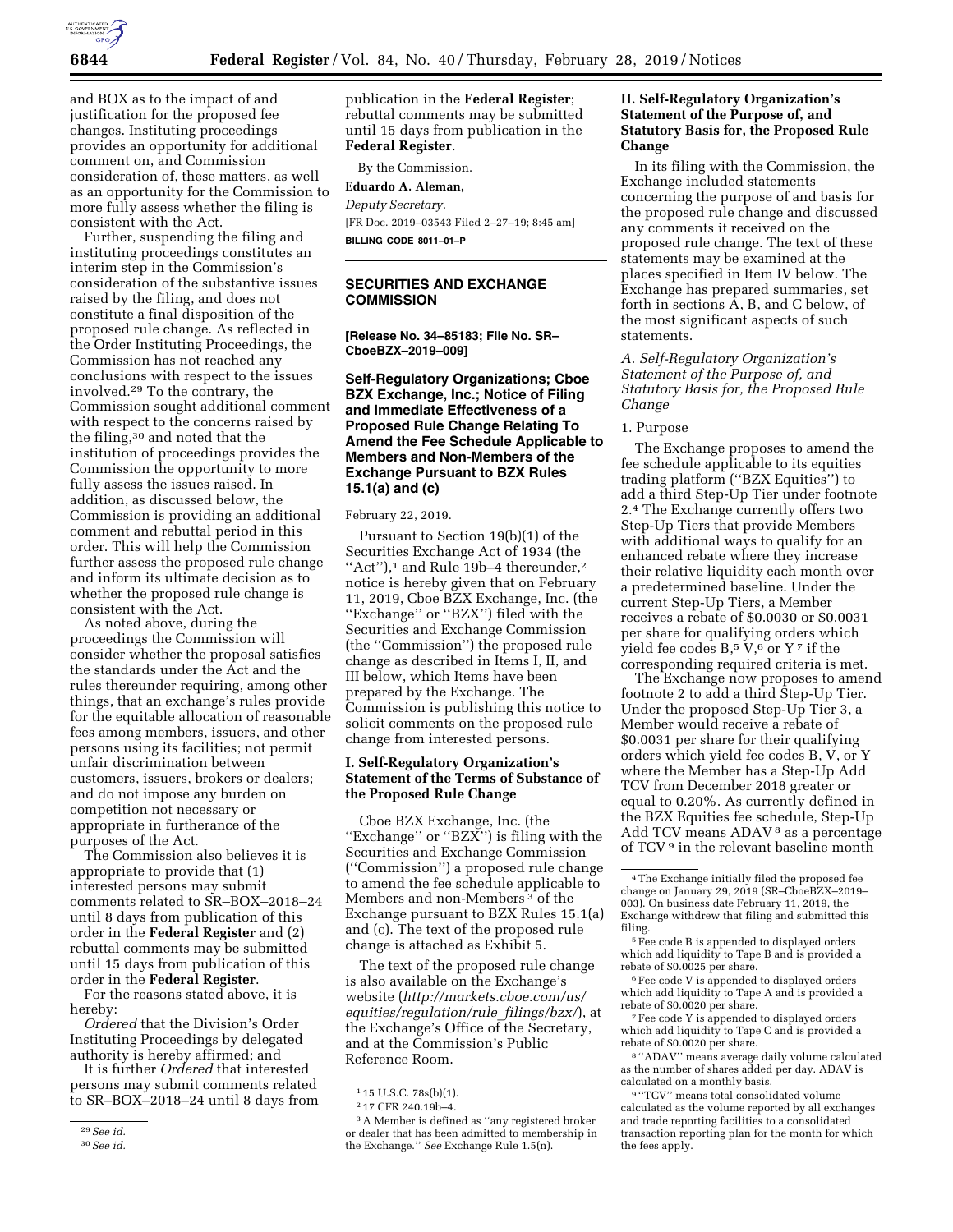and BOX as to the impact of and justification for the proposed fee changes. Instituting proceedings provides an opportunity for additional comment on, and Commission consideration of, these matters, as well as an opportunity for the Commission to more fully assess whether the filing is consistent with the Act.

Further, suspending the filing and instituting proceedings constitutes an interim step in the Commission's consideration of the substantive issues raised by the filing, and does not constitute a final disposition of the proposed rule change. As reflected in the Order Instituting Proceedings, the Commission has not reached any conclusions with respect to the issues involved.[29] To the contrary, the Commission sought additional comment with respect to the concerns raised by the filing,[30] and noted that the institution of proceedings provides the Commission the opportunity to more fully assess the issues raised. In addition, as discussed below, the Commission is providing an additional comment and rebuttal period in this order. This will help the Commission further assess the proposed rule change and inform its ultimate decision as to whether the proposed rule change is consistent with the Act.

As noted above, during the proceedings the Commission will consider whether the proposal satisfies the standards under the Act and the rules thereunder requiring, among other things, that an exchange's rules provide for the equitable allocation of reasonable fees among members, issuers, and other persons using its facilities; not permit unfair discrimination between customers, issuers, brokers or dealers; and do not impose any burden on competition not necessary or appropriate in furtherance of the purposes of the Act.

The Commission also believes it is appropriate to provide that (1) interested persons may submit comments related to SR–BOX–2018–24 until 8 days from publication of this order in the **Federal Register** and (2) rebuttal comments may be submitted until 15 days from publication of this order in the **Federal Register**.

For the reasons stated above, it is hereby:

*Ordered* that the Division's Order Instituting Proceedings by delegated authority is hereby affirmed; and

It is further *Ordered* that interested persons may submit comments related to SR–BOX–2018–24 until 8 days from publication in the **Federal Register**; rebuttal comments may be submitted until 15 days from publication in the **Federal Register**.

By the Commission.

**Eduardo A. Aleman,**

*Deputy Secretary.*

[FR Doc. 2019–03543 Filed 2–27–19; 8:45 am]

**BILLING CODE 8011–01–P**

---

[29] *See id.*

[30] *See id.*

---

## SECURITIES AND EXCHANGE COMMISSION

**[Release No. 34–85183; File No. SR–CboeBZX–2019–009]**

## Self-Regulatory Organizations; Cboe BZX Exchange, Inc.; Notice of Filing and Immediate Effectiveness of a Proposed Rule Change Relating To Amend the Fee Schedule Applicable to Members and Non-Members of the Exchange Pursuant to BZX Rules 15.1(a) and (c)

February 22, 2019.

Pursuant to Section 19(b)(1) of the Securities Exchange Act of 1934 (the "Act"),[1] and Rule 19b–4 thereunder,[2] notice is hereby given that on February 11, 2019, Cboe BZX Exchange, Inc. (the "Exchange" or "BZX") filed with the Securities and Exchange Commission (the "Commission") the proposed rule change as described in Items I, II, and III below, which Items have been prepared by the Exchange. The Commission is publishing this notice to solicit comments on the proposed rule change from interested persons.

### I. Self-Regulatory Organization's Statement of the Terms of Substance of the Proposed Rule Change

Cboe BZX Exchange, Inc. (the "Exchange" or "BZX") is filing with the Securities and Exchange Commission ("Commission") a proposed rule change to amend the fee schedule applicable to Members[3] and non-Members of the Exchange pursuant to BZX Rules 15.1(a) and (c). The text of the proposed rule change is attached as Exhibit 5.

The text of the proposed rule change is also available on the Exchange's website (*http://markets.cboe.com/us/equities/regulation/rule_filings/bzx/*), at the Exchange's Office of the Secretary, and at the Commission's Public Reference Room.

---

[1] 15 U.S.C. 78s(b)(1).

[2] 17 CFR 240.19b–4.

[3] A Member is defined as "any registered broker or dealer that has been admitted to membership in the Exchange." *See* Exchange Rule 1.5(n).

---

### II. Self-Regulatory Organization's Statement of the Purpose of, and Statutory Basis for, the Proposed Rule Change

In its filing with the Commission, the Exchange included statements concerning the purpose of and basis for the proposed rule change and discussed any comments it received on the proposed rule change. The text of these statements may be examined at the places specified in Item IV below. The Exchange has prepared summaries, set forth in sections A, B, and C below, of the most significant aspects of such statements.

*A. Self-Regulatory Organization's Statement of the Purpose of, and Statutory Basis for, the Proposed Rule Change*

1. Purpose

The Exchange proposes to amend the fee schedule applicable to its equities trading platform ("BZX Equities") to add a third Step-Up Tier under footnote 2.[4] The Exchange currently offers two Step-Up Tiers that provide Members with additional ways to qualify for an enhanced rebate where they increase their relative liquidity each month over a predetermined baseline. Under the current Step-Up Tiers, a Member receives a rebate of $0.0030 or $0.0031 per share for qualifying orders which yield fee codes B,[5] V,[6] or Y[7] if the corresponding required criteria is met.

The Exchange now proposes to amend footnote 2 to add a third Step-Up Tier. Under the proposed Step-Up Tier 3, a Member would receive a rebate of $0.0031 per share for their qualifying orders which yield fee codes B, V, or Y where the Member has a Step-Up Add TCV from December 2018 greater or equal to 0.20%. As currently defined in the BZX Equities fee schedule, Step-Up Add TCV means ADAV[8] as a percentage of TCV[9] in the relevant baseline month

---

[4] The Exchange initially filed the proposed fee change on January 29, 2019 (SR–CboeBZX–2019–003). On business date February 11, 2019, the Exchange withdrew that filing and submitted this filing.

[5] Fee code B is appended to displayed orders which add liquidity to Tape B and is provided a rebate of $0.0025 per share.

[6] Fee code V is appended to displayed orders which add liquidity to Tape A and is provided a rebate of $0.0020 per share.

[7] Fee code Y is appended to displayed orders which add liquidity to Tape C and is provided a rebate of $0.0020 per share.

[8] "ADAV" means average daily volume calculated as the number of shares added per day. ADAV is calculated on a monthly basis.

[9] "TCV" means total consolidated volume calculated as the volume reported by all exchanges and trade reporting facilities to a consolidated transaction reporting plan for the month for which the fees apply.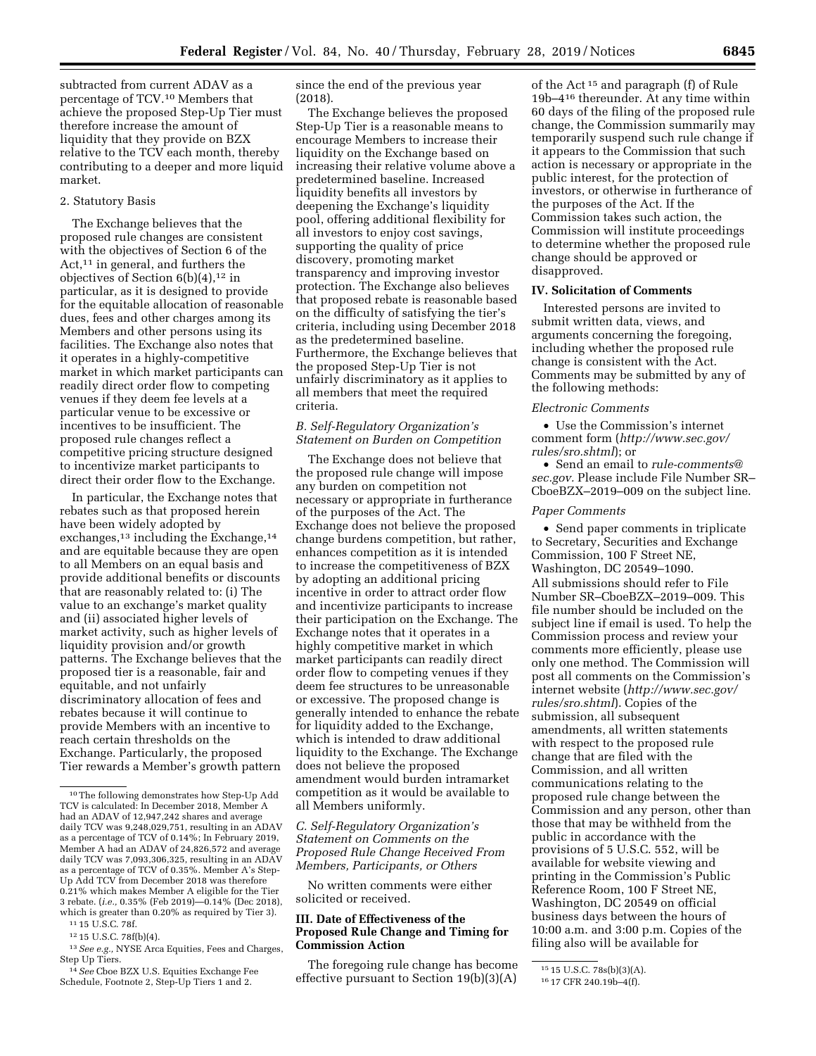subtracted from current ADAV as a percentage of TCV.[10] Members that achieve the proposed Step-Up Tier must therefore increase the amount of liquidity that they provide on BZX relative to the TCV each month, thereby contributing to a deeper and more liquid market.

2. Statutory Basis

The Exchange believes that the proposed rule changes are consistent with the objectives of Section 6 of the Act,[11] in general, and furthers the objectives of Section 6(b)(4),[12] in particular, as it is designed to provide for the equitable allocation of reasonable dues, fees and other charges among its Members and other persons using its facilities. The Exchange also notes that it operates in a highly-competitive market in which market participants can readily direct order flow to competing venues if they deem fee levels at a particular venue to be excessive or incentives to be insufficient. The proposed rule changes reflect a competitive pricing structure designed to incentivize market participants to direct their order flow to the Exchange.

In particular, the Exchange notes that rebates such as that proposed herein have been widely adopted by exchanges,[13] including the Exchange,[14] and are equitable because they are open to all Members on an equal basis and provide additional benefits or discounts that are reasonably related to: (i) The value to an exchange's market quality and (ii) associated higher levels of market activity, such as higher levels of liquidity provision and/or growth patterns. The Exchange believes that the proposed tier is a reasonable, fair and equitable, and not unfairly discriminatory allocation of fees and rebates because it will continue to provide Members with an incentive to reach certain thresholds on the Exchange. Particularly, the proposed Tier rewards a Member's growth pattern since the end of the previous year (2018).

The Exchange believes the proposed Step-Up Tier is a reasonable means to encourage Members to increase their liquidity on the Exchange based on increasing their relative volume above a predetermined baseline. Increased liquidity benefits all investors by deepening the Exchange's liquidity pool, offering additional flexibility for all investors to enjoy cost savings, supporting the quality of price discovery, promoting market transparency and improving investor protection. The Exchange also believes that proposed rebate is reasonable based on the difficulty of satisfying the tier's criteria, including using December 2018 as the predetermined baseline. Furthermore, the Exchange believes that the proposed Step-Up Tier is not unfairly discriminatory as it applies to all members that meet the required criteria.

### B. Self-Regulatory Organization's Statement on Burden on Competition

The Exchange does not believe that the proposed rule change will impose any burden on competition not necessary or appropriate in furtherance of the purposes of the Act. The Exchange does not believe the proposed change burdens competition, but rather, enhances competition as it is intended to increase the competitiveness of BZX by adopting an additional pricing incentive in order to attract order flow and incentivize participants to increase their participation on the Exchange. The Exchange notes that it operates in a highly competitive market in which market participants can readily direct order flow to competing venues if they deem fee structures to be unreasonable or excessive. The proposed change is generally intended to enhance the rebate for liquidity added to the Exchange, which is intended to draw additional liquidity to the Exchange. The Exchange does not believe the proposed amendment would burden intramarket competition as it would be available to all Members uniformly.

### C. Self-Regulatory Organization's Statement on Comments on the Proposed Rule Change Received From Members, Participants, or Others

No written comments were either solicited or received.

## III. Date of Effectiveness of the Proposed Rule Change and Timing for Commission Action

The foregoing rule change has become effective pursuant to Section 19(b)(3)(A) of the Act[15] and paragraph (f) of Rule 19b–4[16] thereunder. At any time within 60 days of the filing of the proposed rule change, the Commission summarily may temporarily suspend such rule change if it appears to the Commission that such action is necessary or appropriate in the public interest, for the protection of investors, or otherwise in furtherance of the purposes of the Act. If the Commission takes such action, the Commission will institute proceedings to determine whether the proposed rule change should be approved or disapproved.

## IV. Solicitation of Comments

Interested persons are invited to submit written data, views, and arguments concerning the foregoing, including whether the proposed rule change is consistent with the Act. Comments may be submitted by any of the following methods:

*Electronic Comments*

- Use the Commission's internet comment form (*http://www.sec.gov/rules/sro.shtml*); or
- Send an email to *rule-comments@sec.gov.* Please include File Number SR–CboeBZX–2019–009 on the subject line.

*Paper Comments*

- Send paper comments in triplicate to Secretary, Securities and Exchange Commission, 100 F Street NE, Washington, DC 20549–1090.

All submissions should refer to File Number SR–CboeBZX–2019–009. This file number should be included on the subject line if email is used. To help the Commission process and review your comments more efficiently, please use only one method. The Commission will post all comments on the Commission's internet website (*http://www.sec.gov/rules/sro.shtml*). Copies of the submission, all subsequent amendments, all written statements with respect to the proposed rule change that are filed with the Commission, and all written communications relating to the proposed rule change between the Commission and any person, other than those that may be withheld from the public in accordance with the provisions of 5 U.S.C. 552, will be available for website viewing and printing in the Commission's Public Reference Room, 100 F Street NE, Washington, DC 20549 on official business days between the hours of 10:00 a.m. and 3:00 p.m. Copies of the filing also will be available for

---

[10] The following demonstrates how Step-Up Add TCV is calculated: In December 2018, Member A had an ADAV of 12,947,242 shares and average daily TCV was 9,248,029,751, resulting in an ADAV as a percentage of TCV of 0.14%; In February 2019, Member A had an ADAV of 24,826,572 and average daily TCV was 7,093,306,325, resulting in an ADAV as a percentage of TCV of 0.35%. Member A's Step-Up Add TCV from December 2018 was therefore 0.21% which makes Member A eligible for the Tier 3 rebate. (*i.e.,* 0.35% (Feb 2019)—0.14% (Dec 2018), which is greater than 0.20% as required by Tier 3).

[11] 15 U.S.C. 78f.

[12] 15 U.S.C. 78f(b)(4).

[13] *See e.g.,* NYSE Arca Equities, Fees and Charges, Step Up Tiers.

[14] *See* Cboe BZX U.S. Equities Exchange Fee Schedule, Footnote 2, Step-Up Tiers 1 and 2.

[15] 15 U.S.C. 78s(b)(3)(A).

[16] 17 CFR 240.19b–4(f).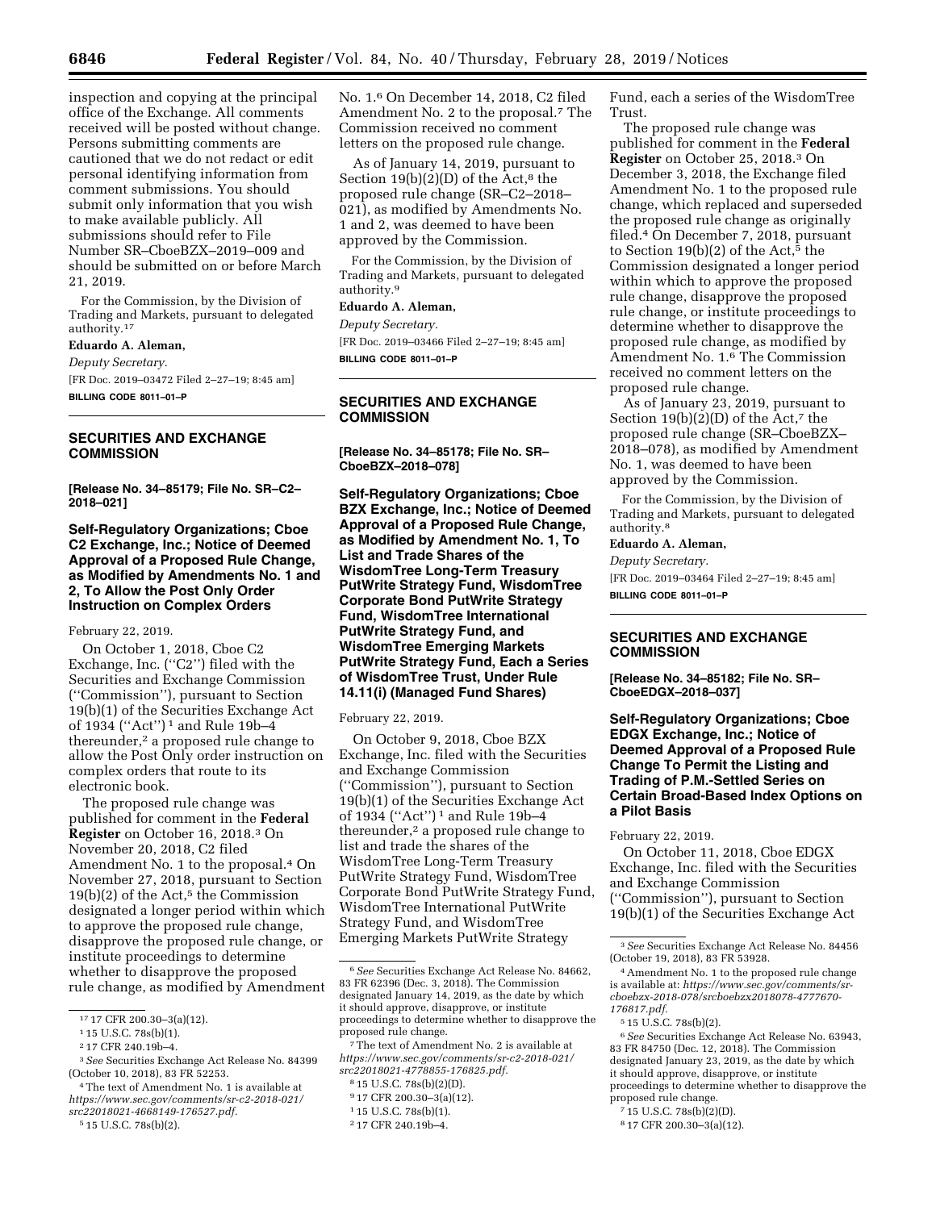inspection and copying at the principal office of the Exchange. All comments received will be posted without change. Persons submitting comments are cautioned that we do not redact or edit personal identifying information from comment submissions. You should submit only information that you wish to make available publicly. All submissions should refer to File Number SR–CboeBZX–2019–009 and should be submitted on or before March 21, 2019.

For the Commission, by the Division of Trading and Markets, pursuant to delegated authority.[17]

**Eduardo A. Aleman,**

*Deputy Secretary.*

[FR Doc. 2019–03472 Filed 2–27–19; 8:45 am]

**BILLING CODE 8011–01–P**

[17] 17 CFR 200.30–3(a)(12).

## SECURITIES AND EXCHANGE COMMISSION

**[Release No. 34–85179; File No. SR–C2–2018–021]**

### Self-Regulatory Organizations; Cboe C2 Exchange, Inc.; Notice of Deemed Approval of a Proposed Rule Change, as Modified by Amendments No. 1 and 2, To Allow the Post Only Order Instruction on Complex Orders

February 22, 2019.

On October 1, 2018, Cboe C2 Exchange, Inc. (''C2'') filed with the Securities and Exchange Commission (''Commission''), pursuant to Section 19(b)(1) of the Securities Exchange Act of 1934 (''Act'')[1] and Rule 19b–4 thereunder,[2] a proposed rule change to allow the Post Only order instruction on complex orders that route to its electronic book.

The proposed rule change was published for comment in the **Federal Register** on October 16, 2018.[3] On November 20, 2018, C2 filed Amendment No. 1 to the proposal.[4] On November 27, 2018, pursuant to Section 19(b)(2) of the Act,[5] the Commission designated a longer period within which to approve the proposed rule change, disapprove the proposed rule change, or institute proceedings to determine whether to disapprove the proposed rule change, as modified by Amendment No. 1.[6] On December 14, 2018, C2 filed Amendment No. 2 to the proposal.[7] The Commission received no comment letters on the proposed rule change.

As of January 14, 2019, pursuant to Section 19(b)(2)(D) of the Act,[8] the proposed rule change (SR–C2–2018–021), as modified by Amendments No. 1 and 2, was deemed to have been approved by the Commission.

For the Commission, by the Division of Trading and Markets, pursuant to delegated authority.[9]

**Eduardo A. Aleman,**

*Deputy Secretary.*

[FR Doc. 2019–03466 Filed 2–27–19; 8:45 am]

**BILLING CODE 8011–01–P**

[1] 15 U.S.C. 78s(b)(1).

[2] 17 CFR 240.19b–4.

[3] *See* Securities Exchange Act Release No. 84399 (October 10, 2018), 83 FR 52253.

[4] The text of Amendment No. 1 is available at *https://www.sec.gov/comments/sr-c2-2018-021/src22018021-4668149-176527.pdf.*

[5] 15 U.S.C. 78s(b)(2).

[6] *See* Securities Exchange Act Release No. 84662, 83 FR 62396 (Dec. 3, 2018). The Commission designated January 14, 2019, as the date by which it should approve, disapprove, or institute proceedings to determine whether to disapprove the proposed rule change.

[7] The text of Amendment No. 2 is available at *https://www.sec.gov/comments/sr-c2-2018-021/src22018021-4778855-176825.pdf.*

[8] 15 U.S.C. 78s(b)(2)(D).

[9] 17 CFR 200.30–3(a)(12).

## SECURITIES AND EXCHANGE COMMISSION

**[Release No. 34–85178; File No. SR–CboeBZX–2018–078]**

### Self-Regulatory Organizations; Cboe BZX Exchange, Inc.; Notice of Deemed Approval of a Proposed Rule Change, as Modified by Amendment No. 1, To List and Trade Shares of the WisdomTree Long-Term Treasury PutWrite Strategy Fund, WisdomTree Corporate Bond PutWrite Strategy Fund, WisdomTree International PutWrite Strategy Fund, and WisdomTree Emerging Markets PutWrite Strategy Fund, Each a Series of WisdomTree Trust, Under Rule 14.11(i) (Managed Fund Shares)

February 22, 2019.

On October 9, 2018, Cboe BZX Exchange, Inc. filed with the Securities and Exchange Commission (''Commission''), pursuant to Section 19(b)(1) of the Securities Exchange Act of 1934 (''Act'')[1] and Rule 19b–4 thereunder,[2] a proposed rule change to list and trade the shares of the WisdomTree Long-Term Treasury PutWrite Strategy Fund, WisdomTree Corporate Bond PutWrite Strategy Fund, WisdomTree International PutWrite Strategy Fund, and WisdomTree Emerging Markets PutWrite Strategy Fund, each a series of the WisdomTree Trust.

The proposed rule change was published for comment in the **Federal Register** on October 25, 2018.[3] On December 3, 2018, the Exchange filed Amendment No. 1 to the proposed rule change, which replaced and superseded the proposed rule change as originally filed.[4] On December 7, 2018, pursuant to Section 19(b)(2) of the Act,[5] the Commission designated a longer period within which to approve the proposed rule change, disapprove the proposed rule change, or institute proceedings to determine whether to disapprove the proposed rule change, as modified by Amendment No. 1.[6] The Commission received no comment letters on the proposed rule change.

As of January 23, 2019, pursuant to Section 19(b)(2)(D) of the Act,[7] the proposed rule change (SR–CboeBZX–2018–078), as modified by Amendment No. 1, was deemed to have been approved by the Commission.

For the Commission, by the Division of Trading and Markets, pursuant to delegated authority.[8]

**Eduardo A. Aleman,**

*Deputy Secretary.*

[FR Doc. 2019–03464 Filed 2–27–19; 8:45 am]

**BILLING CODE 8011–01–P**

[1] 15 U.S.C. 78s(b)(1).

[2] 17 CFR 240.19b–4.

[3] *See* Securities Exchange Act Release No. 84456 (October 19, 2018), 83 FR 53928.

[4] Amendment No. 1 to the proposed rule change is available at: *https://www.sec.gov/comments/sr-cboebzx-2018-078/srcboebzx2018078-4777670-176817.pdf.*

[5] 15 U.S.C. 78s(b)(2).

[6] *See* Securities Exchange Act Release No. 63943, 83 FR 84750 (Dec. 12, 2018). The Commission designated January 23, 2019, as the date by which it should approve, disapprove, or institute proceedings to determine whether to disapprove the proposed rule change.

[7] 15 U.S.C. 78s(b)(2)(D).

[8] 17 CFR 200.30–3(a)(12).

## SECURITIES AND EXCHANGE COMMISSION

**[Release No. 34–85182; File No. SR–CboeEDGX–2018–037]**

### Self-Regulatory Organizations; Cboe EDGX Exchange, Inc.; Notice of Deemed Approval of a Proposed Rule Change To Permit the Listing and Trading of P.M.-Settled Series on Certain Broad-Based Index Options on a Pilot Basis

February 22, 2019.

On October 11, 2018, Cboe EDGX Exchange, Inc. filed with the Securities and Exchange Commission (''Commission''), pursuant to Section 19(b)(1) of the Securities Exchange Act